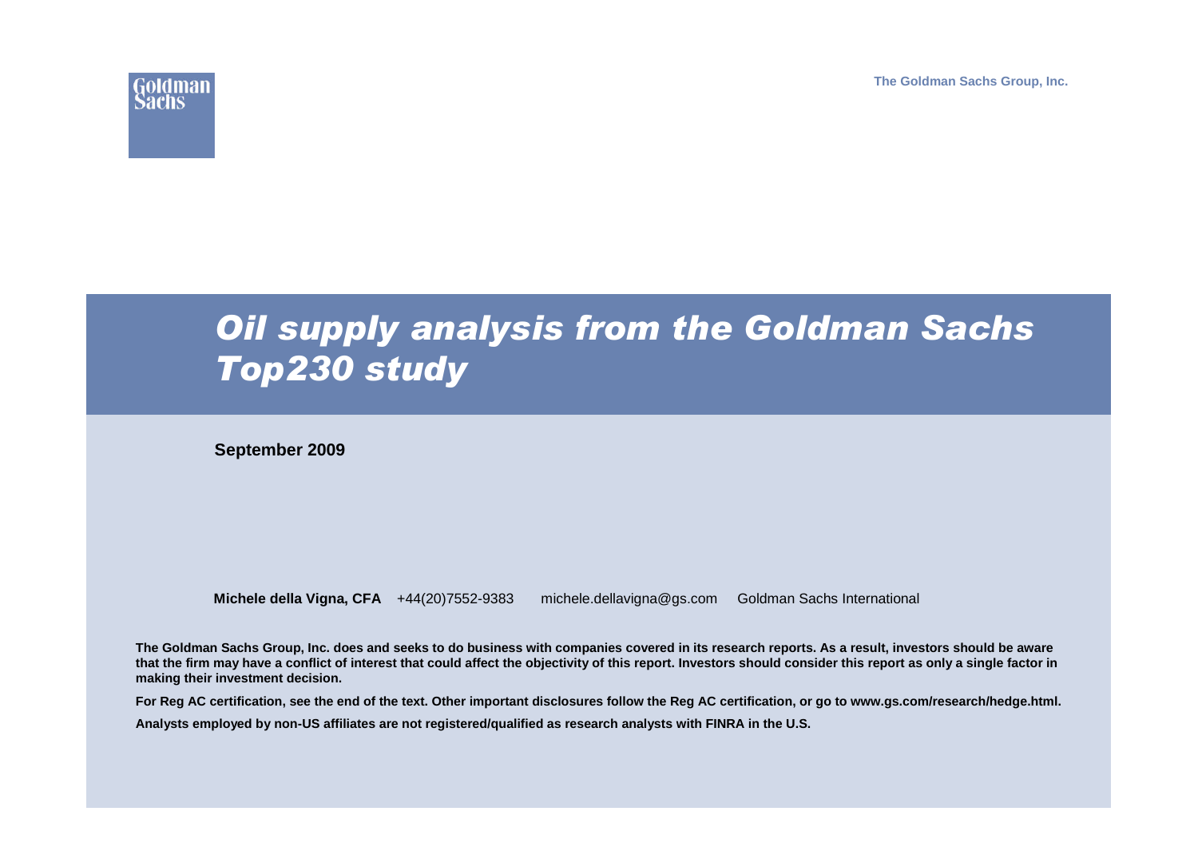The Goldman Sachs Group, Inc.

# *Oil supply analysis from the Goldman Sachs Top230 study*

**September 2009**

**Michele della Vigna, CFA** +44(20)7552-9383 michele.dellavigna@gs.com Goldman Sachs International

**The Goldman Sachs Group, Inc. does and seeks to do business with companies covered in its research reports. As a result, investors should be aware that the firm may have a conflict of interest that could affect the objectivity of this report. Investors should consider this report as only a single factor in making their investment decision.**

**For Reg AC certification, see the end of the text. Other important disclosures follow the Reg AC certification, or go to www.gs.com/research/hedge.html.**

**Analysts employed by non-US affiliates are not registered/qualified as research analysts with FINRA in the U.S.**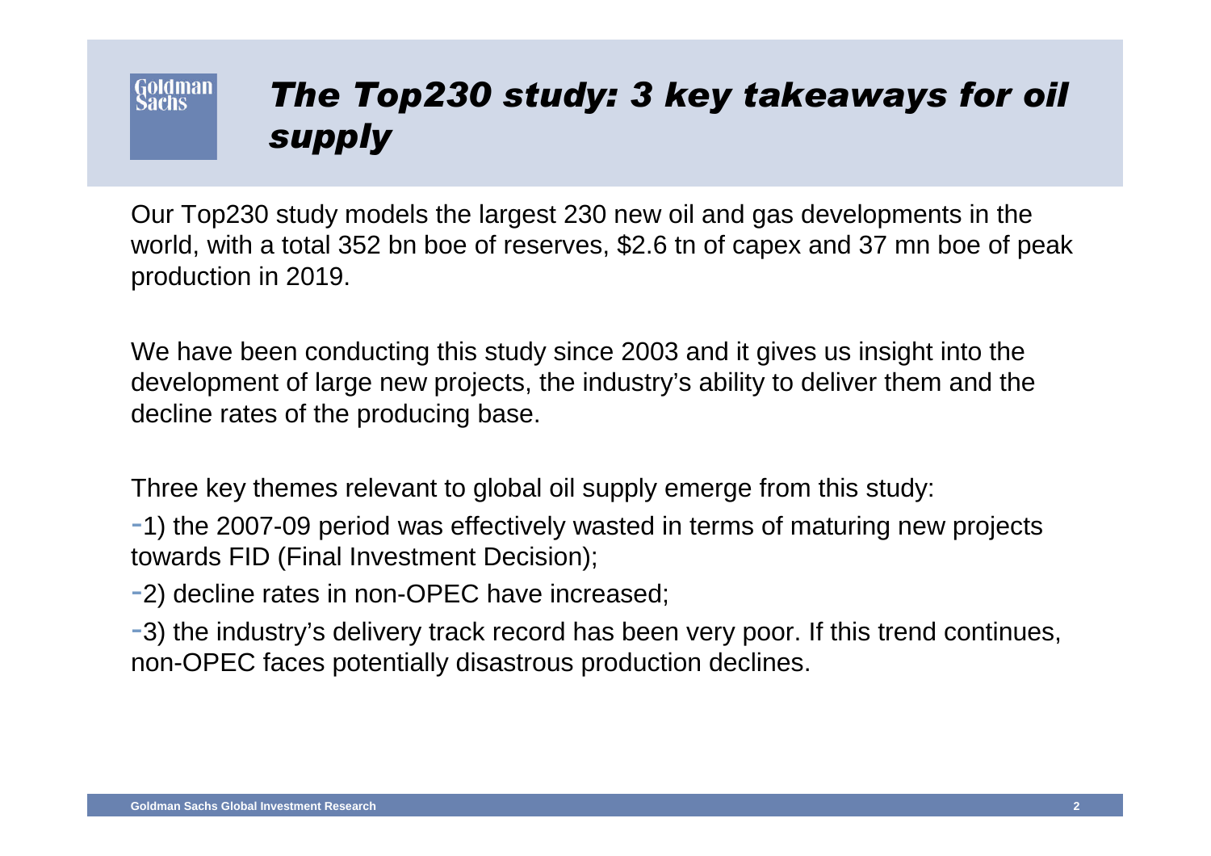# *The Top230 study: 3 key takeaways for oil supply*

Our Top230 study models the largest 230 new oil and gas developments in the world, with a total 352 bn boe of reserves, \$2.6 tn of capex and 37 mn boe of peak production in 2019.

We have been conducting this study since 2003 and it gives us insight into the development of large new projects, the industry's ability to deliver them and the decline rates of the producing base.

Three key themes relevant to global oil supply emerge from this study:

- 1) the 2007-09 period was effectively wasted in terms of maturing new projects towards FID (Final Investment Decision);
- 2) decline rates in non-OPEC have increased;
- 3) the industry's delivery track record has been very poor. If this trend continues, non-OPEC faces potentially disastrous production declines.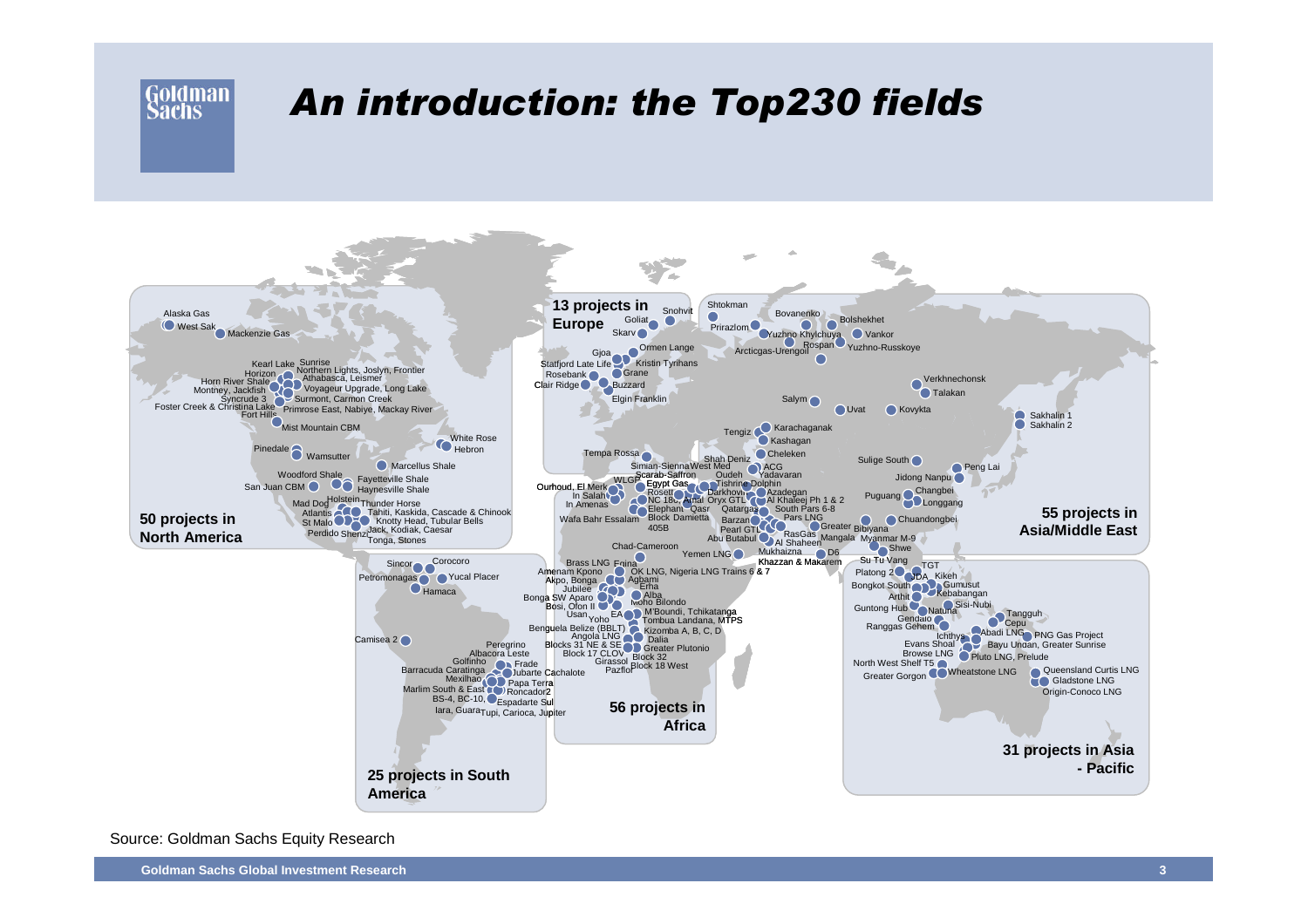# An introduction: the Top230 fields

## 50 projects in North America

Alaska Gas, West Sak, Mackenzie Gas, Kearl Lake, Sunrise, Horizon, Northern Lights, Joslyn, Frontier, Athabasca, Leismer, Horn River Shale, Voyageur Upgrade, Long Lake, Montney, Jackfish, Syncrude 3, Surmont, Carmon Creek, Foster Creek & Christina Lake, Primrose East, Nabiye, Mackay River, Fort Hills, Mist Mountain CBM, White Rose, Hebron, Pinedale, Wamsutter, Marcellus Shale, Woodford Shale, Fayetteville Shale, San Juan CBM, Haynesville Shale, Mad Dog, Holstein, Thunder Horse, Atlantis, Tahiti, Kaskida, Cascade & Chinook, St Malo, Knotty Head, Tubular Bells, Perdido Shenzi, Jack, Kodiak, Caesar, Tonga, Stones

## 25 projects in South America

Sincor, Corocoro, Petromonagas, Yucal Placer, Hamaca, Camisea 2, Peregrino, Albacora Leste, Golfinho, Frade, Barracuda Caratinga, Jubarte Cachalote, Mexilhao, Papa Terra, Marlim South & East, Roncador2, BS-4, BC-10, Espadarte Sul, Iara, Guara, Tupi, Carioca, Jupiter

## 13 projects in Europe

Snohvit, Goliat, Skarv, Gjoa, Ormen Lange, Statfjord Late Life, Kristin Tyrihans, Rosebank, Grane, Clair Ridge, Buzzard, Elgin Franklin

## 56 projects in Africa

Tempa Rossa, Simian-Sienna, West Med, Scarab-Saffron, Ourhoud, El Merk, WLGP, Egypt Gas, In Salah, Rosetta, In Amenas, NC 186, Wafa Bahr Essalam, Elephant, Block Damietta, 405B, Chad-Cameroon, Brass LNG, Erina, Amenam Kpono, OK LNG, Nigeria LNG Trains 6 & 7, Akpo, Bonga, Agbami, Jubilee, Erha, Bonga SW Aparo, Alba, Bosi, Ofon II, Moho Bilondo, Usan, EA, M'Boundi, Tchikatanga, Yoho, Tombua Landana, MTPS, Benguela Belize (BBLT), Kizomba A, B, C, D, Angola LNG, Dalia, Blocks 31 NE & SE, Greater Plutonio, Block 17 CLOV, Block 32, Girassol, Pazflor, Block 18 West

## 55 projects in Asia/Middle East

Shtokman, Bovanenko, Bolshekhet, Prirazlom, Yuzhno Khylchuya, Vankor, Rospan, Arcticgas-Urengoil, Yuzhno-Russkoye, Verkhnechonsk, Talakan, Salym, Uvat, Kovykta, Sakhalin 1, Sakhalin 2, Tengiz, Karachaganak, Kashagan, Cheleken, Shah Deniz, ACG, Oudeh, Yadavaran, Tishrine, Dolphin, Darkhovin, Azadegan, Al Khaleej Ph 1 & 2, Ahdab, Oryx GTL, Qatargas, South Pars 6-8, Barzan, Pars LNG, Pearl GTL, Greater Bibiyana, Abu Butabul, Al Shaheen, RasGas, Mangala, Yemen LNG, Mukhaizna, D6, Khazzan & Makarem, Sulige South, Peng Lai, Jidong Nanpu, Puguang, Changbei, Longgang, Chuandongbei, Myanmar M-9, Shwe

## 31 projects in Asia - Pacific

Su Tu Vang, TGT, Platong 2, JDA, Kikeh, Bongkot South, Gumusut, Kebabangan, Arthit, Guntong Hub, Natuna, Sisi-Nubi, Gendalo, Tangguh, Ranggas Gehem, Cepu, Abadi LNG, Ichthys, PNG Gas Project, Evans Shoal, Bayu Undan, Greater Sunrise, Browse LNG, Pluto LNG, Prelude, North West Shelf T5, Greater Gorgon, Wheatstone LNG, Queensland Curtis LNG, Gladstone LNG, Origin-Conoco LNG

Source: Goldman Sachs Equity Research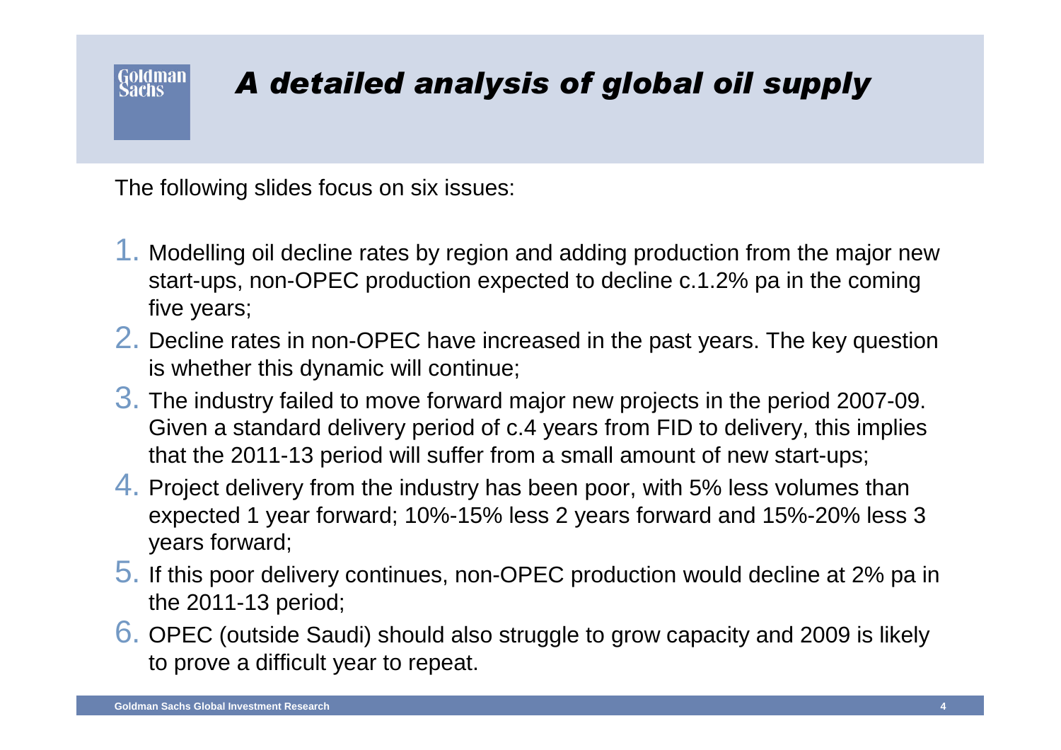# *A detailed analysis of global oil supply*

The following slides focus on six issues:

1. Modelling oil decline rates by region and adding production from the major new start-ups, non-OPEC production expected to decline c.1.2% pa in the coming five years;
2. Decline rates in non-OPEC have increased in the past years. The key question is whether this dynamic will continue;
3. The industry failed to move forward major new projects in the period 2007-09. Given a standard delivery period of c.4 years from FID to delivery, this implies that the 2011-13 period will suffer from a small amount of new start-ups;
4. Project delivery from the industry has been poor, with 5% less volumes than expected 1 year forward; 10%-15% less 2 years forward and 15%-20% less 3 years forward;
5. If this poor delivery continues, non-OPEC production would decline at 2% pa in the 2011-13 period;
6. OPEC (outside Saudi) should also struggle to grow capacity and 2009 is likely to prove a difficult year to repeat.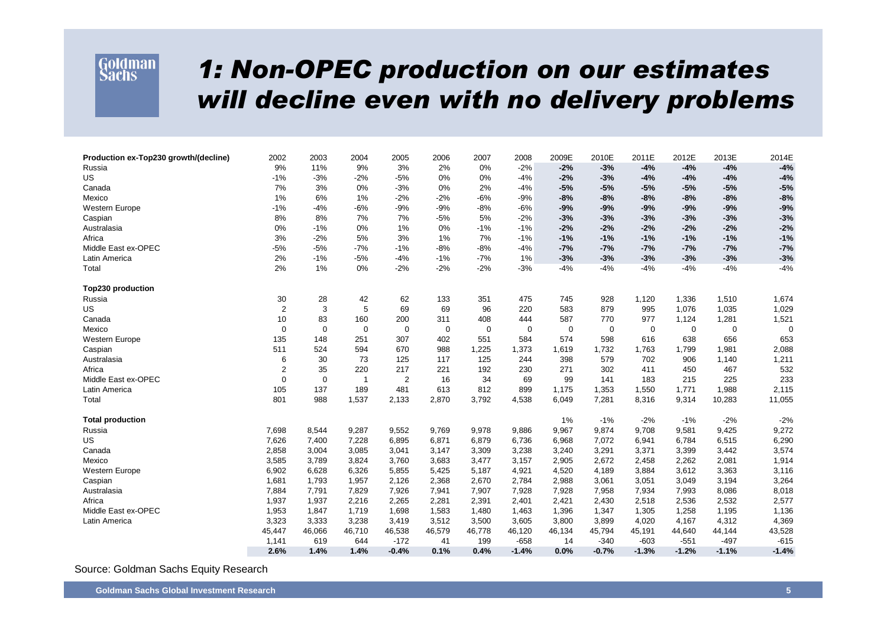# 1: Non-OPEC production on our estimates will decline even with no delivery problems

| Production ex-Top230 growth/(decline) | 2002 | 2003 | 2004 | 2005 | 2006 | 2007 | 2008 | 2009E | 2010E | 2011E | 2012E | 2013E | 2014E |
|---|---|---|---|---|---|---|---|---|---|---|---|---|---|
| Russia | 9% | 11% | 9% | 3% | 2% | 0% | -2% | **-2%** | **-3%** | **-4%** | **-4%** | **-4%** | **-4%** |
| US | -1% | -3% | -2% | -5% | 0% | 0% | -4% | **-2%** | **-3%** | **-4%** | **-4%** | **-4%** | **-4%** |
| Canada | 7% | 3% | 0% | -3% | 0% | 2% | -4% | **-5%** | **-5%** | **-5%** | **-5%** | **-5%** | **-5%** |
| Mexico | 1% | 6% | 1% | -2% | -2% | -6% | -9% | **-8%** | **-8%** | **-8%** | **-8%** | **-8%** | **-8%** |
| Western Europe | -1% | -4% | -6% | -9% | -9% | -8% | -6% | **-9%** | **-9%** | **-9%** | **-9%** | **-9%** | **-9%** |
| Caspian | 8% | 8% | 7% | 7% | -5% | 5% | -2% | **-3%** | **-3%** | **-3%** | **-3%** | **-3%** | **-3%** |
| Australasia | 0% | -1% | 0% | 1% | 0% | -1% | -1% | **-2%** | **-2%** | **-2%** | **-2%** | **-2%** | **-2%** |
| Africa | 3% | -2% | 5% | 3% | 1% | 7% | -1% | **-1%** | **-1%** | **-1%** | **-1%** | **-1%** | **-1%** |
| Middle East ex-OPEC | -5% | -5% | -7% | -1% | -8% | -8% | -4% | **-7%** | **-7%** | **-7%** | **-7%** | **-7%** | **-7%** |
| Latin America | 2% | -1% | -5% | -4% | -1% | -7% | 1% | **-3%** | **-3%** | **-3%** | **-3%** | **-3%** | **-3%** |
| Total | 2% | 1% | 0% | -2% | -2% | -2% | -3% | -4% | -4% | -4% | -4% | -4% | -4% |
| **Top230 production** | | | | | | | | | | | | | |
| Russia | 30 | 28 | 42 | 62 | 133 | 351 | 475 | 745 | 928 | 1,120 | 1,336 | 1,510 | 1,674 |
| US | 2 | 3 | 5 | 69 | 69 | 96 | 220 | 583 | 879 | 995 | 1,076 | 1,035 | 1,029 |
| Canada | 10 | 83 | 160 | 200 | 311 | 408 | 444 | 587 | 770 | 977 | 1,124 | 1,281 | 1,521 |
| Mexico | 0 | 0 | 0 | 0 | 0 | 0 | 0 | 0 | 0 | 0 | 0 | 0 | 0 |
| Western Europe | 135 | 148 | 251 | 307 | 402 | 551 | 584 | 574 | 598 | 616 | 638 | 656 | 653 |
| Caspian | 511 | 524 | 594 | 670 | 988 | 1,225 | 1,373 | 1,619 | 1,732 | 1,763 | 1,799 | 1,981 | 2,088 |
| Australasia | 6 | 30 | 73 | 125 | 117 | 125 | 244 | 398 | 579 | 702 | 906 | 1,140 | 1,211 |
| Africa | 2 | 35 | 220 | 217 | 221 | 192 | 230 | 271 | 302 | 411 | 450 | 467 | 532 |
| Middle East ex-OPEC | 0 | 0 | 1 | 2 | 16 | 34 | 69 | 99 | 141 | 183 | 215 | 225 | 233 |
| Latin America | 105 | 137 | 189 | 481 | 613 | 812 | 899 | 1,175 | 1,353 | 1,550 | 1,771 | 1,988 | 2,115 |
| Total | 801 | 988 | 1,537 | 2,133 | 2,870 | 3,792 | 4,538 | 6,049 | 7,281 | 8,316 | 9,314 | 10,283 | 11,055 |
| **Total production** | | | | | | | | 1% | -1% | -2% | -1% | -2% | -2% |
| Russia | 7,698 | 8,544 | 9,287 | 9,552 | 9,769 | 9,978 | 9,886 | 9,967 | 9,874 | 9,708 | 9,581 | 9,425 | 9,272 |
| US | 7,626 | 7,400 | 7,228 | 6,895 | 6,871 | 6,879 | 6,736 | 6,968 | 7,072 | 6,941 | 6,784 | 6,515 | 6,290 |
| Canada | 2,858 | 3,004 | 3,085 | 3,041 | 3,147 | 3,309 | 3,238 | 3,240 | 3,291 | 3,371 | 3,399 | 3,442 | 3,574 |
| Mexico | 3,585 | 3,789 | 3,824 | 3,760 | 3,683 | 3,477 | 3,157 | 2,905 | 2,672 | 2,458 | 2,262 | 2,081 | 1,914 |
| Western Europe | 6,902 | 6,628 | 6,326 | 5,855 | 5,425 | 5,187 | 4,921 | 4,520 | 4,189 | 3,884 | 3,612 | 3,363 | 3,116 |
| Caspian | 1,681 | 1,793 | 1,957 | 2,126 | 2,368 | 2,670 | 2,784 | 2,988 | 3,061 | 3,051 | 3,049 | 3,194 | 3,264 |
| Australasia | 7,884 | 7,791 | 7,829 | 7,926 | 7,941 | 7,907 | 7,928 | 7,928 | 7,958 | 7,934 | 7,993 | 8,086 | 8,018 |
| Africa | 1,937 | 1,937 | 2,216 | 2,265 | 2,281 | 2,391 | 2,401 | 2,421 | 2,430 | 2,518 | 2,536 | 2,532 | 2,577 |
| Middle East ex-OPEC | 1,953 | 1,847 | 1,719 | 1,698 | 1,583 | 1,480 | 1,463 | 1,396 | 1,347 | 1,305 | 1,258 | 1,195 | 1,136 |
| Latin America | 3,323 | 3,333 | 3,238 | 3,419 | 3,512 | 3,500 | 3,605 | 3,800 | 3,899 | 4,020 | 4,167 | 4,312 | 4,369 |
| | 45,447 | 46,066 | 46,710 | 46,538 | 46,579 | 46,778 | 46,120 | 46,134 | 45,794 | 45,191 | 44,640 | 44,144 | 43,528 |
| | 1,141 | 619 | 644 | -172 | 41 | 199 | -658 | 14 | -340 | -603 | -551 | -497 | -615 |
| | **2.6%** | **1.4%** | **1.4%** | **-0.4%** | **0.1%** | **0.4%** | **-1.4%** | **0.0%** | **-0.7%** | **-1.3%** | **-1.2%** | **-1.1%** | **-1.4%** |

Source: Goldman Sachs Equity Research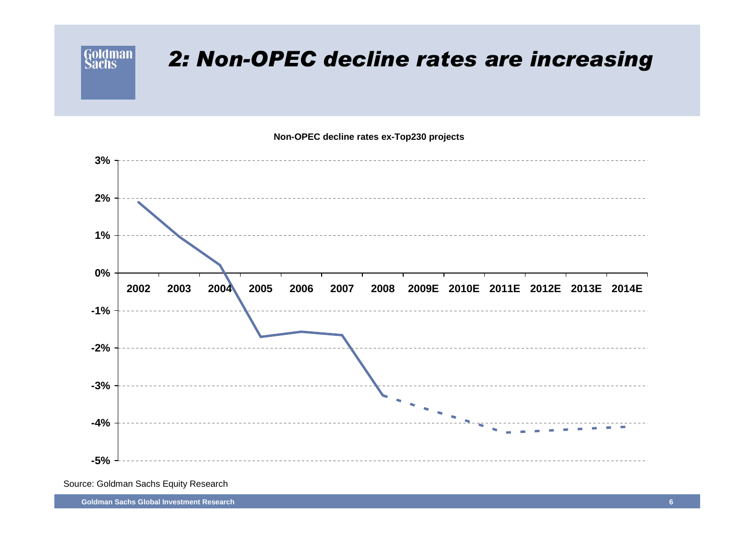# 2: Non-OPEC decline rates are increasing

**Non-OPEC decline rates ex-Top230 projects**

3%
2%
1%
0%
-1%
-2%
-3%
-4%
-5%

2002 2003 2004 2005 2006 2007 2008 2009E 2010E 2011E 2012E 2013E 2014E

Source: Goldman Sachs Equity Research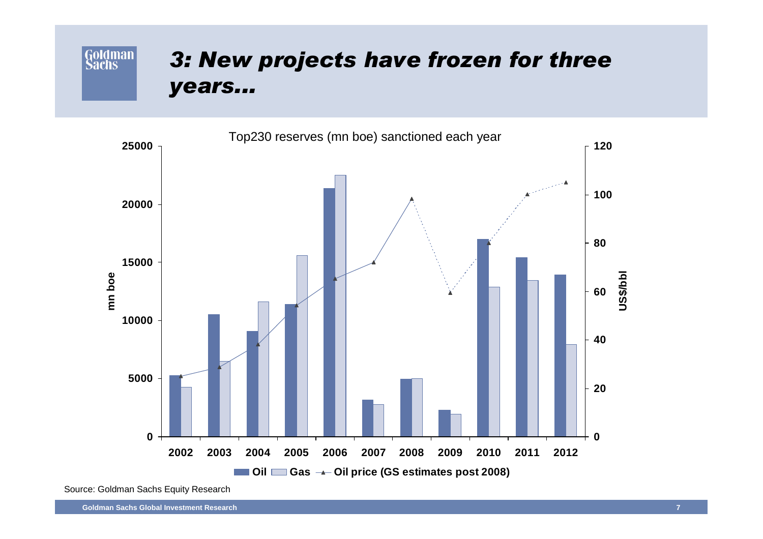# 3: New projects have frozen for three years…

Top230 reserves (mn boe) sanctioned each year

Oil | Gas | Oil price (GS estimates post 2008)

Source: Goldman Sachs Equity Research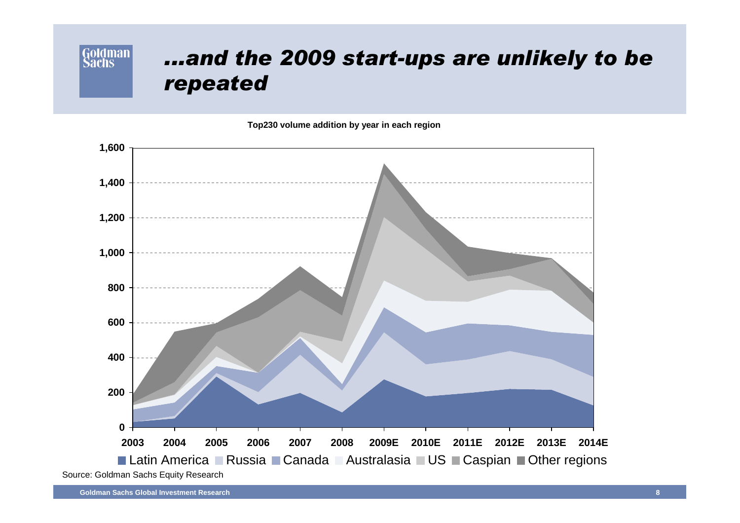# …and the 2009 start-ups are unlikely to be repeated

**Top230 volume addition by year in each region**

1,600
1,400
1,200
1,000
800
600
400
200
0

2003 2004 2005 2006 2007 2008 2009E 2010E 2011E 2012E 2013E 2014E

Latin America, Russia, Canada, Australasia, US, Caspian, Other regions

Source: Goldman Sachs Equity Research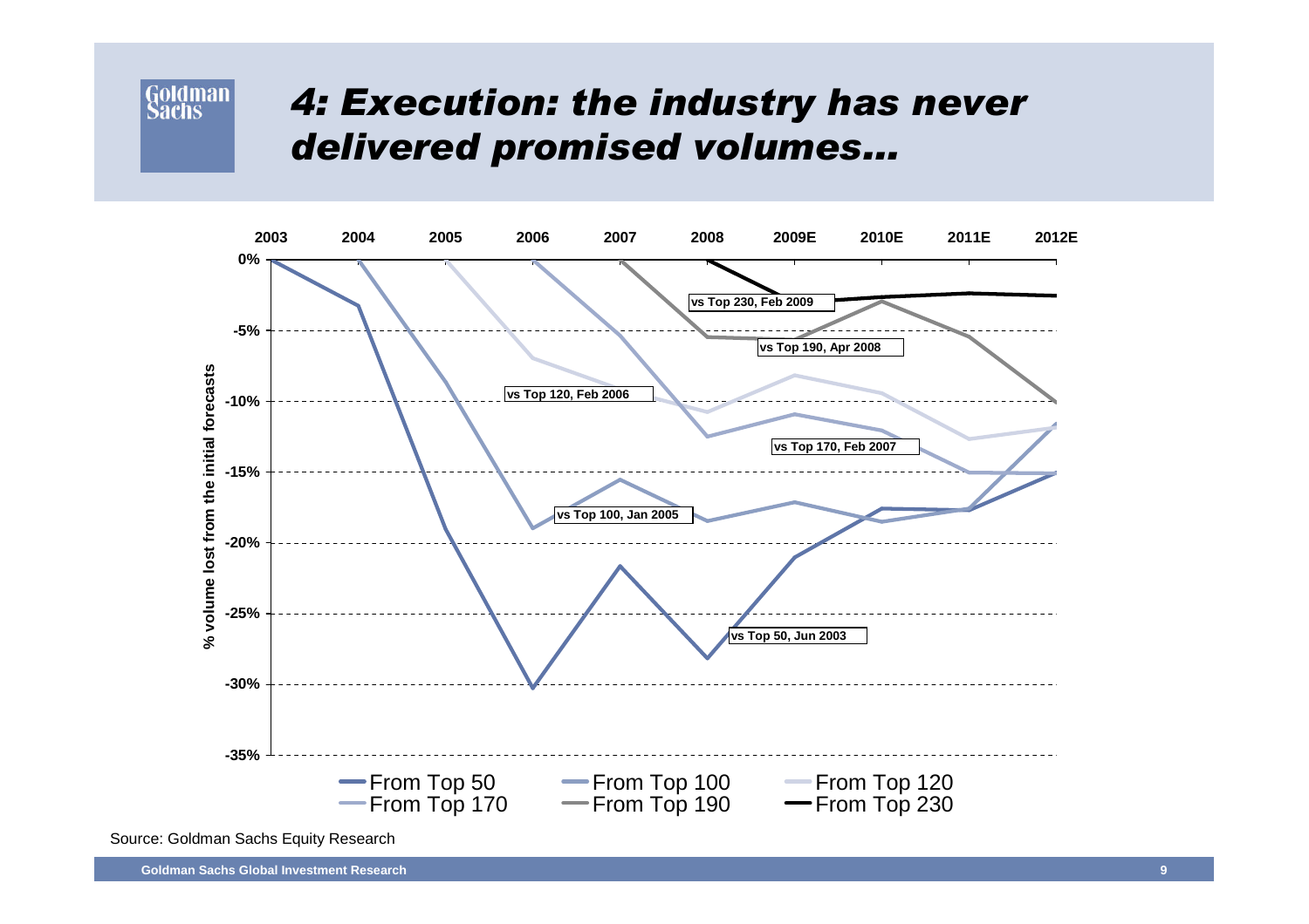# *4: Execution: the industry has never delivered promised volumes…*

% volume lost from the initial forecasts

2003 | 2004 | 2005 | 2006 | 2007 | 2008 | 2009E | 2010E | 2011E | 2012E

0% | -5% | -10% | -15% | -20% | -25% | -30% | -35%

vs Top 230, Feb 2009

vs Top 190, Apr 2008

vs Top 120, Feb 2006

vs Top 170, Feb 2007

vs Top 100, Jan 2005

vs Top 50, Jun 2003

From Top 50 | From Top 100 | From Top 120 | From Top 170 | From Top 190 | From Top 230

Source: Goldman Sachs Equity Research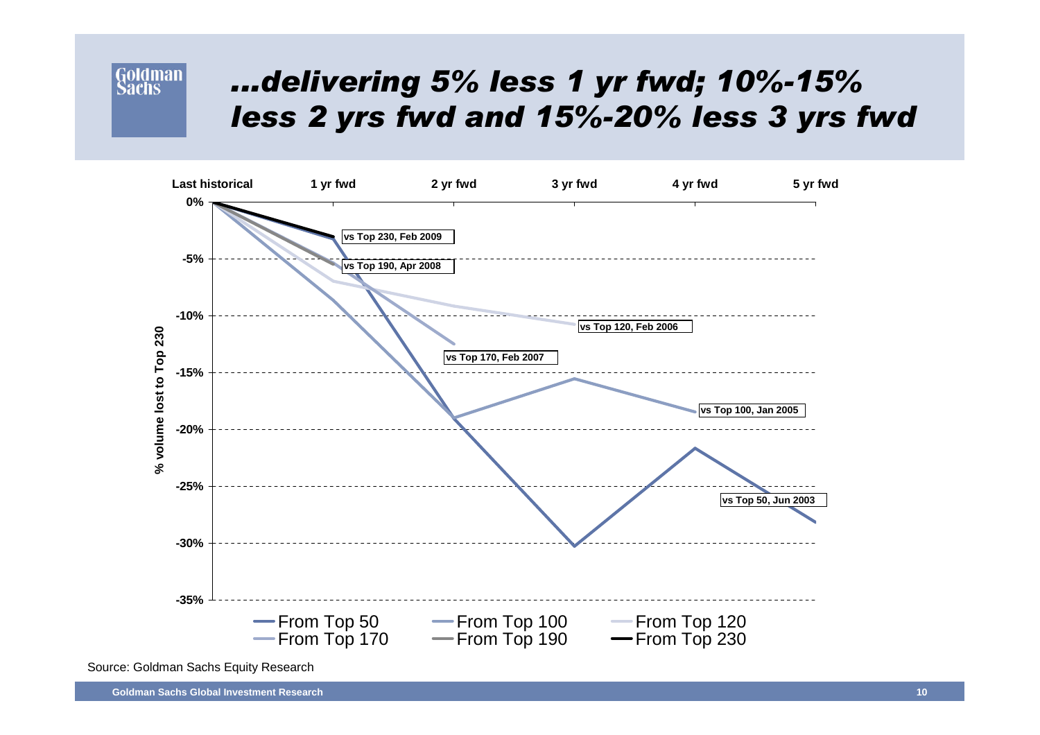# …delivering 5% less 1 yr fwd; 10%-15% less 2 yrs fwd and 15%-20% less 3 yrs fwd

Last historical | 1 yr fwd | 2 yr fwd | 3 yr fwd | 4 yr fwd | 5 yr fwd

% volume lost to Top 230

0%, -5%, -10%, -15%, -20%, -25%, -30%, -35%

vs Top 230, Feb 2009

vs Top 190, Apr 2008

vs Top 120, Feb 2006

vs Top 170, Feb 2007

vs Top 100, Jan 2005

vs Top 50, Jun 2003

From Top 50 | From Top 100 | From Top 120 | From Top 170 | From Top 190 | From Top 230

Source: Goldman Sachs Equity Research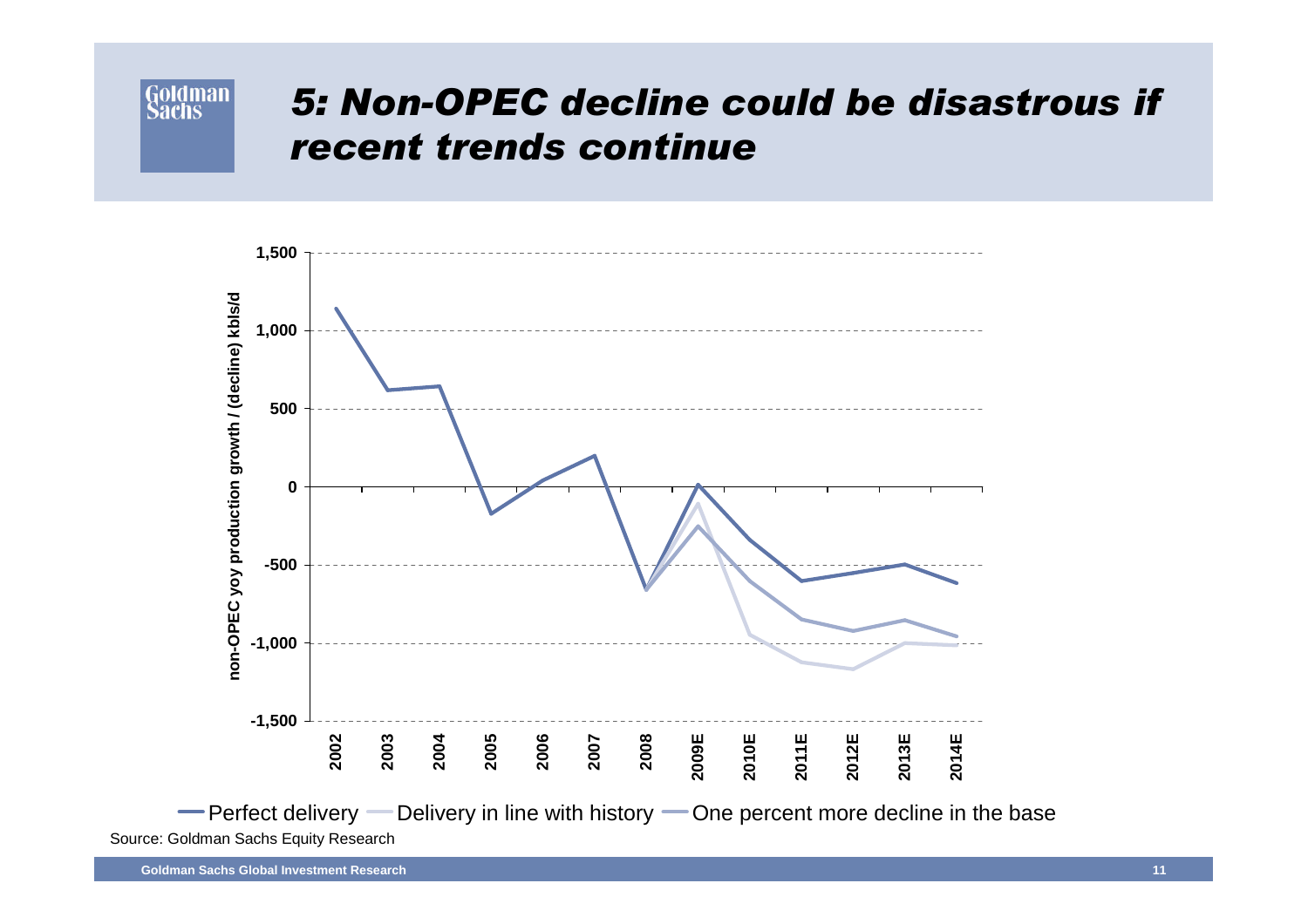# 5: Non-OPEC decline could be disastrous if recent trends continue

non-OPEC yoy production growth / (decline) kbls/d

1,500
1,000
500
0
-500
-1,000
-1,500

2002 2003 2004 2005 2006 2007 2008 2009E 2010E 2011E 2012E 2013E 2014E

Perfect delivery — Delivery in line with history — One percent more decline in the base

Source: Goldman Sachs Equity Research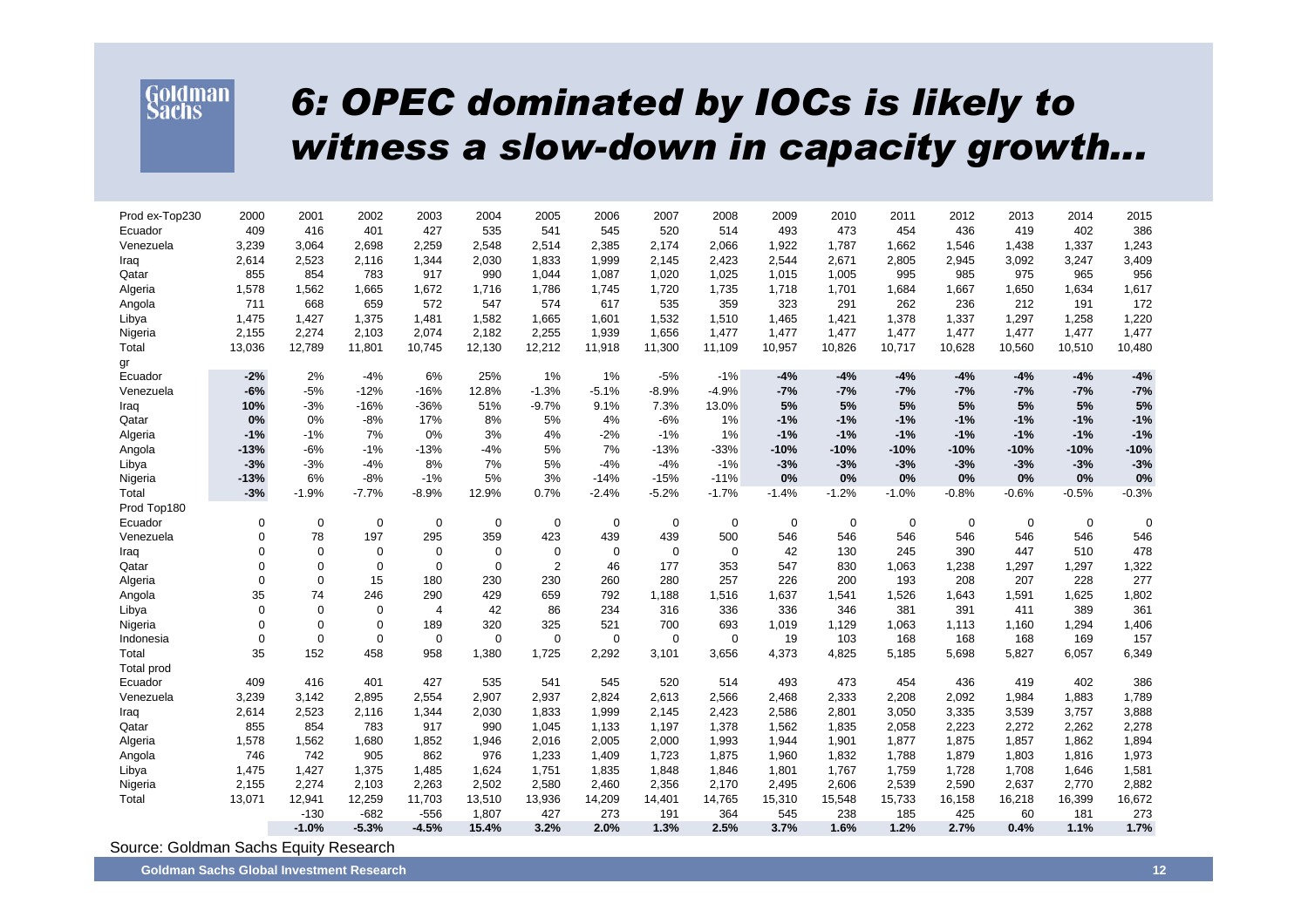# 6: OPEC dominated by IOCs is likely to witness a slow-down in capacity growth…

| Prod ex-Top230 | 2000 | 2001 | 2002 | 2003 | 2004 | 2005 | 2006 | 2007 | 2008 | 2009 | 2010 | 2011 | 2012 | 2013 | 2014 | 2015 |
|---|---|---|---|---|---|---|---|---|---|---|---|---|---|---|---|---|
| Ecuador | 409 | 416 | 401 | 427 | 535 | 541 | 545 | 520 | 514 | 493 | 473 | 454 | 436 | 419 | 402 | 386 |
| Venezuela | 3,239 | 3,064 | 2,698 | 2,259 | 2,548 | 2,514 | 2,385 | 2,174 | 2,066 | 1,922 | 1,787 | 1,662 | 1,546 | 1,438 | 1,337 | 1,243 |
| Iraq | 2,614 | 2,523 | 2,116 | 1,344 | 2,030 | 1,833 | 1,999 | 2,145 | 2,423 | 2,544 | 2,671 | 2,805 | 2,945 | 3,092 | 3,247 | 3,409 |
| Qatar | 855 | 854 | 783 | 917 | 990 | 1,044 | 1,087 | 1,020 | 1,025 | 1,015 | 1,005 | 995 | 985 | 975 | 965 | 956 |
| Algeria | 1,578 | 1,562 | 1,665 | 1,672 | 1,716 | 1,786 | 1,745 | 1,720 | 1,735 | 1,718 | 1,701 | 1,684 | 1,667 | 1,650 | 1,634 | 1,617 |
| Angola | 711 | 668 | 659 | 572 | 547 | 574 | 617 | 535 | 359 | 323 | 291 | 262 | 236 | 212 | 191 | 172 |
| Libya | 1,475 | 1,427 | 1,375 | 1,481 | 1,582 | 1,665 | 1,601 | 1,532 | 1,510 | 1,465 | 1,421 | 1,378 | 1,337 | 1,297 | 1,258 | 1,220 |
| Nigeria | 2,155 | 2,274 | 2,103 | 2,074 | 2,182 | 2,255 | 1,939 | 1,656 | 1,477 | 1,477 | 1,477 | 1,477 | 1,477 | 1,477 | 1,477 | 1,477 |
| Total | 13,036 | 12,789 | 11,801 | 10,745 | 12,130 | 12,212 | 11,918 | 11,300 | 11,109 | 10,957 | 10,826 | 10,717 | 10,628 | 10,560 | 10,510 | 10,480 |
| gr | | | | | | | | | | | | | | | | |
| Ecuador | **-2%** | 2% | -4% | 6% | 25% | 1% | 1% | -5% | -1% | **-4%** | **-4%** | **-4%** | **-4%** | **-4%** | **-4%** | **-4%** |
| Venezuela | **-6%** | -5% | -12% | -16% | 12.8% | -1.3% | -5.1% | -8.9% | -4.9% | **-7%** | **-7%** | **-7%** | **-7%** | **-7%** | **-7%** | **-7%** |
| Iraq | **10%** | -3% | -16% | -36% | 51% | -9.7% | 9.1% | 7.3% | 13.0% | **5%** | **5%** | **5%** | **5%** | **5%** | **5%** | **5%** |
| Qatar | **0%** | 0% | -8% | 17% | 8% | 5% | 4% | -6% | 1% | **-1%** | **-1%** | **-1%** | **-1%** | **-1%** | **-1%** | **-1%** |
| Algeria | **-1%** | -1% | 7% | 0% | 3% | 4% | -2% | -1% | 1% | **-1%** | **-1%** | **-1%** | **-1%** | **-1%** | **-1%** | **-1%** |
| Angola | **-13%** | -6% | -1% | -13% | -4% | 5% | 7% | -13% | -33% | **-10%** | **-10%** | **-10%** | **-10%** | **-10%** | **-10%** | **-10%** |
| Libya | **-3%** | -3% | -4% | 8% | 7% | 5% | -4% | -4% | -1% | **-3%** | **-3%** | **-3%** | **-3%** | **-3%** | **-3%** | **-3%** |
| Nigeria | **-13%** | 6% | -8% | -1% | 5% | 3% | -14% | -15% | -11% | **0%** | **0%** | **0%** | **0%** | **0%** | **0%** | **0%** |
| Total | -3% | -1.9% | -7.7% | -8.9% | 12.9% | 0.7% | -2.4% | -5.2% | -1.7% | -1.4% | -1.2% | -1.0% | -0.8% | -0.6% | -0.5% | -0.3% |
| Prod Top180 | | | | | | | | | | | | | | | | |
| Ecuador | 0 | 0 | 0 | 0 | 0 | 0 | 0 | 0 | 0 | 0 | 0 | 0 | 0 | 0 | 0 | 0 |
| Venezuela | 0 | 78 | 197 | 295 | 359 | 423 | 439 | 439 | 500 | 546 | 546 | 546 | 546 | 546 | 546 | 546 |
| Iraq | 0 | 0 | 0 | 0 | 0 | 0 | 0 | 0 | 0 | 42 | 130 | 245 | 390 | 447 | 510 | 478 |
| Qatar | 0 | 0 | 0 | 0 | 0 | 2 | 46 | 177 | 353 | 547 | 830 | 1,063 | 1,238 | 1,297 | 1,297 | 1,322 |
| Algeria | 0 | 0 | 15 | 180 | 230 | 230 | 260 | 280 | 257 | 226 | 200 | 193 | 208 | 207 | 228 | 277 |
| Angola | 35 | 74 | 246 | 290 | 429 | 659 | 792 | 1,188 | 1,516 | 1,637 | 1,541 | 1,526 | 1,643 | 1,591 | 1,625 | 1,802 |
| Libya | 0 | 0 | 0 | 4 | 42 | 86 | 234 | 316 | 336 | 336 | 346 | 381 | 391 | 411 | 389 | 361 |
| Nigeria | 0 | 0 | 0 | 189 | 320 | 325 | 521 | 700 | 693 | 1,019 | 1,129 | 1,063 | 1,113 | 1,160 | 1,294 | 1,406 |
| Indonesia | 0 | 0 | 0 | 0 | 0 | 0 | 0 | 0 | 0 | 19 | 103 | 168 | 168 | 168 | 169 | 157 |
| Total | 35 | 152 | 458 | 958 | 1,380 | 1,725 | 2,292 | 3,101 | 3,656 | 4,373 | 4,825 | 5,185 | 5,698 | 5,827 | 6,057 | 6,349 |
| Total prod | | | | | | | | | | | | | | | | |
| Ecuador | 409 | 416 | 401 | 427 | 535 | 541 | 545 | 520 | 514 | 493 | 473 | 454 | 436 | 419 | 402 | 386 |
| Venezuela | 3,239 | 3,142 | 2,895 | 2,554 | 2,907 | 2,937 | 2,824 | 2,613 | 2,566 | 2,468 | 2,333 | 2,208 | 2,092 | 1,984 | 1,883 | 1,789 |
| Iraq | 2,614 | 2,523 | 2,116 | 1,344 | 2,030 | 1,833 | 1,999 | 2,145 | 2,423 | 2,586 | 2,801 | 3,050 | 3,335 | 3,539 | 3,757 | 3,888 |
| Qatar | 855 | 854 | 783 | 917 | 990 | 1,045 | 1,133 | 1,197 | 1,378 | 1,562 | 1,835 | 2,058 | 2,223 | 2,272 | 2,262 | 2,278 |
| Algeria | 1,578 | 1,562 | 1,680 | 1,852 | 1,946 | 2,016 | 2,005 | 2,000 | 1,993 | 1,944 | 1,901 | 1,877 | 1,875 | 1,857 | 1,862 | 1,894 |
| Angola | 746 | 742 | 905 | 862 | 976 | 1,233 | 1,409 | 1,723 | 1,875 | 1,960 | 1,832 | 1,788 | 1,879 | 1,803 | 1,816 | 1,973 |
| Libya | 1,475 | 1,427 | 1,375 | 1,485 | 1,624 | 1,751 | 1,835 | 1,848 | 1,846 | 1,801 | 1,767 | 1,759 | 1,728 | 1,708 | 1,646 | 1,581 |
| Nigeria | 2,155 | 2,274 | 2,103 | 2,263 | 2,502 | 2,580 | 2,460 | 2,356 | 2,170 | 2,495 | 2,606 | 2,539 | 2,590 | 2,637 | 2,770 | 2,882 |
| Total | 13,071 | 12,941 | 12,259 | 11,703 | 13,510 | 13,936 | 14,209 | 14,401 | 14,765 | 15,310 | 15,548 | 15,733 | 16,158 | 16,218 | 16,399 | 16,672 |
| | | -130 | -682 | -556 | 1,807 | 427 | 273 | 191 | 364 | 545 | 238 | 185 | 425 | 60 | 181 | 273 |
| | | **-1.0%** | **-5.3%** | **-4.5%** | **15.4%** | **3.2%** | **2.0%** | **1.3%** | **2.5%** | **3.7%** | **1.6%** | **1.2%** | **2.7%** | **0.4%** | **1.1%** | **1.7%** |

Source: Goldman Sachs Equity Research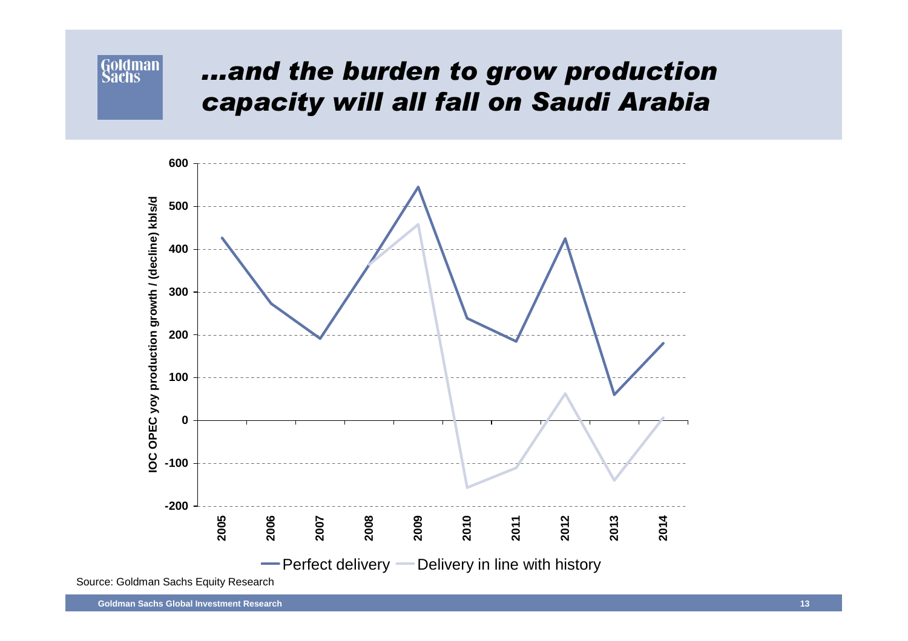# …and the burden to grow production capacity will all fall on Saudi Arabia

IOC OPEC yoy production growth / (decline) kbls/d

600, 500, 400, 300, 200, 100, 0, -100, -200

2005, 2006, 2007, 2008, 2009, 2010, 2011, 2012, 2013, 2014

Perfect delivery — Delivery in line with history

Source: Goldman Sachs Equity Research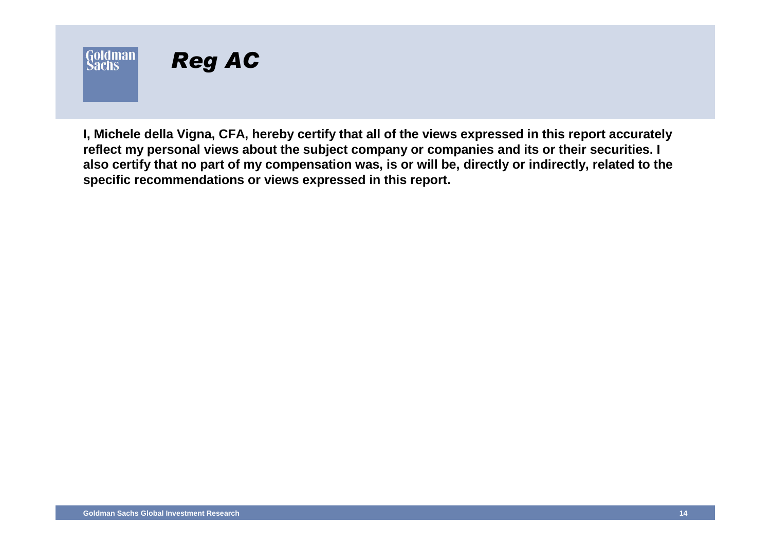# *Reg AC*

**I, Michele della Vigna, CFA, hereby certify that all of the views expressed in this report accurately reflect my personal views about the subject company or companies and its or their securities. I also certify that no part of my compensation was, is or will be, directly or indirectly, related to the specific recommendations or views expressed in this report.**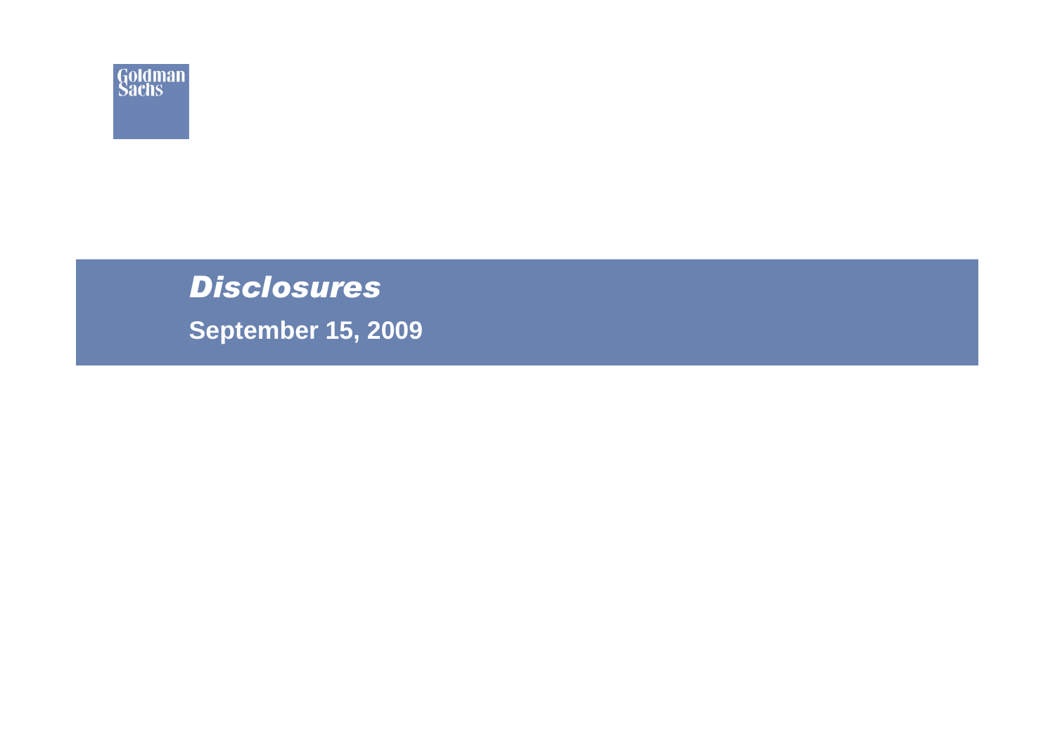Goldman Sachs

# *Disclosures*

**September 15, 2009**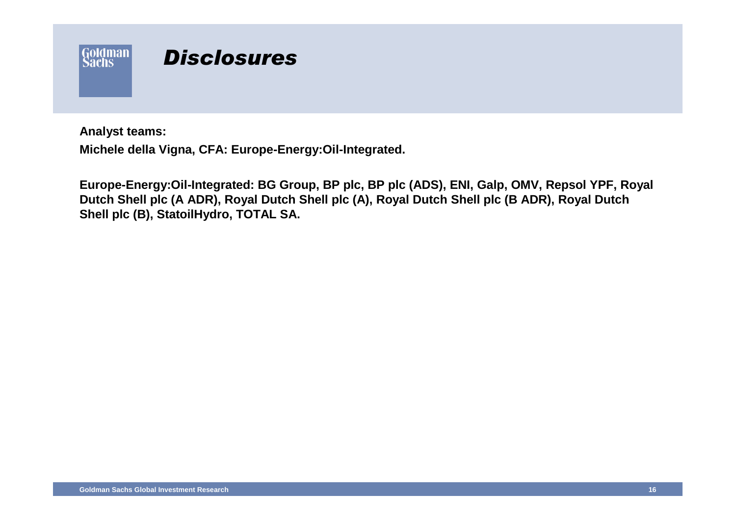# Disclosures

**Analyst teams:**

**Michele della Vigna, CFA: Europe-Energy:Oil-Integrated.**

**Europe-Energy:Oil-Integrated: BG Group, BP plc, BP plc (ADS), ENI, Galp, OMV, Repsol YPF, Royal Dutch Shell plc (A ADR), Royal Dutch Shell plc (A), Royal Dutch Shell plc (B ADR), Royal Dutch Shell plc (B), StatoilHydro, TOTAL SA.**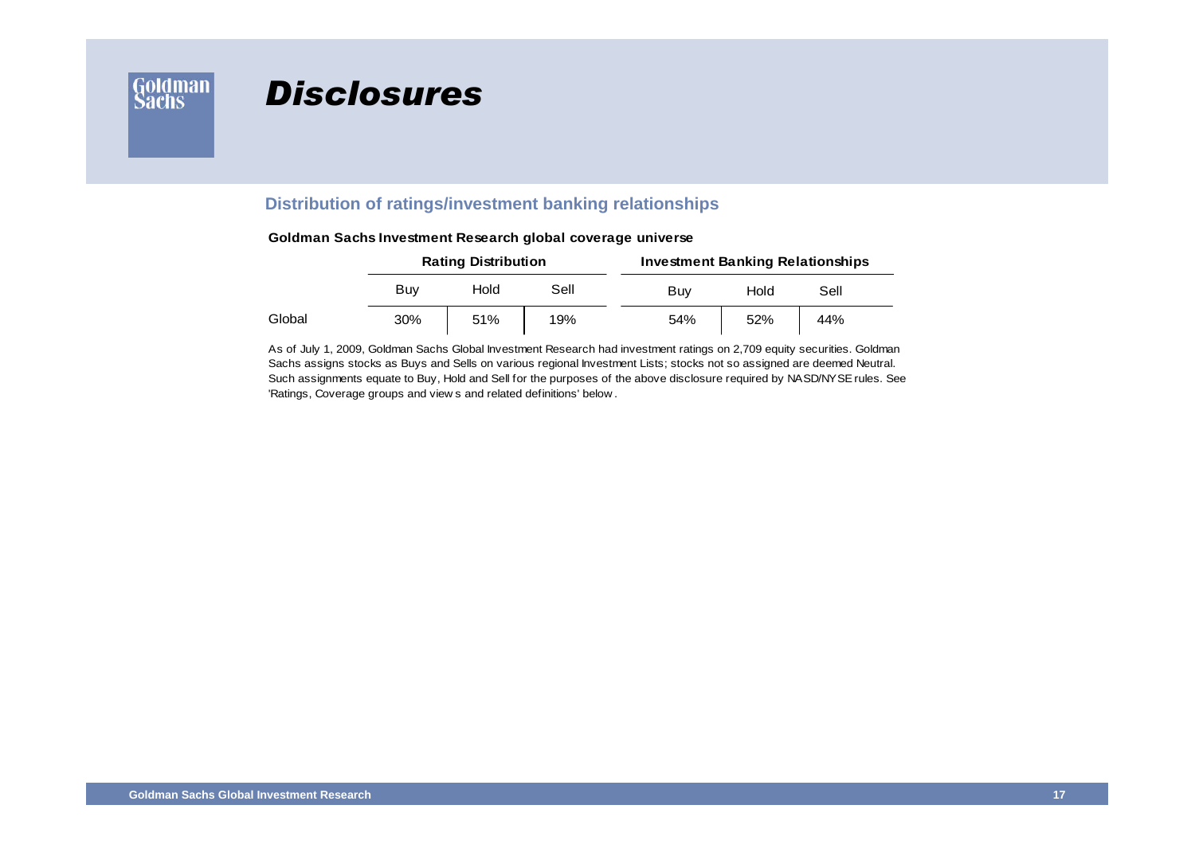# Disclosures

## Distribution of ratings/investment banking relationships

**Goldman Sachs Investment Research global coverage universe**

| | Rating Distribution | | | Investment Banking Relationships | | |
|---|---|---|---|---|---|---|
| | Buy | Hold | Sell | Buy | Hold | Sell |
| Global | 30% | 51% | 19% | 54% | 52% | 44% |

As of July 1, 2009, Goldman Sachs Global Investment Research had investment ratings on 2,709 equity securities. Goldman Sachs assigns stocks as Buys and Sells on various regional Investment Lists; stocks not so assigned are deemed Neutral. Such assignments equate to Buy, Hold and Sell for the purposes of the above disclosure required by NASD/NYSE rules. See 'Ratings, Coverage groups and views and related definitions' below.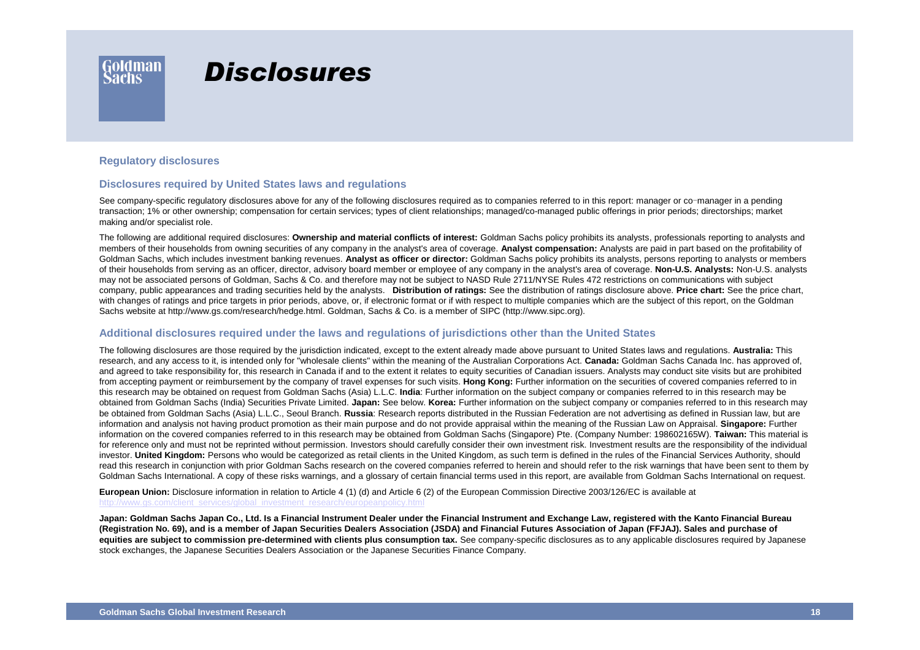# Disclosures

**Regulatory disclosures**

## Disclosures required by United States laws and regulations

See company-specific regulatory disclosures above for any of the following disclosures required as to companies referred to in this report: manager or co-manager in a pending transaction; 1% or other ownership; compensation for certain services; types of client relationships; managed/co-managed public offerings in prior periods; directorships; market making and/or specialist role.

The following are additional required disclosures: **Ownership and material conflicts of interest:** Goldman Sachs policy prohibits its analysts, professionals reporting to analysts and members of their households from owning securities of any company in the analyst's area of coverage. **Analyst compensation:** Analysts are paid in part based on the profitability of Goldman Sachs, which includes investment banking revenues. **Analyst as officer or director:** Goldman Sachs policy prohibits its analysts, persons reporting to analysts or members of their households from serving as an officer, director, advisory board member or employee of any company in the analyst's area of coverage. **Non-U.S. Analysts:** Non-U.S. analysts may not be associated persons of Goldman, Sachs & Co. and therefore may not be subject to NASD Rule 2711/NYSE Rules 472 restrictions on communications with subject company, public appearances and trading securities held by the analysts. **Distribution of ratings:** See the distribution of ratings disclosure above. **Price chart:** See the price chart, with changes of ratings and price targets in prior periods, above, or, if electronic format or if with respect to multiple companies which are the subject of this report, on the Goldman Sachs website at http://www.gs.com/research/hedge.html. Goldman, Sachs & Co. is a member of SIPC (http://www.sipc.org).

## Additional disclosures required under the laws and regulations of jurisdictions other than the United States

The following disclosures are those required by the jurisdiction indicated, except to the extent already made above pursuant to United States laws and regulations. **Australia:** This research, and any access to it, is intended only for "wholesale clients" within the meaning of the Australian Corporations Act. **Canada:** Goldman Sachs Canada Inc. has approved of, and agreed to take responsibility for, this research in Canada if and to the extent it relates to equity securities of Canadian issuers. Analysts may conduct site visits but are prohibited from accepting payment or reimbursement by the company of travel expenses for such visits. **Hong Kong:** Further information on the securities of covered companies referred to in this research may be obtained on request from Goldman Sachs (Asia) L.L.C. **India**: Further information on the subject company or companies referred to in this research may be obtained from Goldman Sachs (India) Securities Private Limited. **Japan:** See below. **Korea:** Further information on the subject company or companies referred to in this research may be obtained from Goldman Sachs (Asia) L.L.C., Seoul Branch. **Russia**: Research reports distributed in the Russian Federation are not advertising as defined in Russian law, but are information and analysis not having product promotion as their main purpose and do not provide appraisal within the meaning of the Russian Law on Appraisal. **Singapore:** Further information on the covered companies referred to in this research may be obtained from Goldman Sachs (Singapore) Pte. (Company Number: 198602165W). **Taiwan:** This material is for reference only and must not be reprinted without permission. Investors should carefully consider their own investment risk. Investment results are the responsibility of the individual investor. **United Kingdom:** Persons who would be categorized as retail clients in the United Kingdom, as such term is defined in the rules of the Financial Services Authority, should read this research in conjunction with prior Goldman Sachs research on the covered companies referred to herein and should refer to the risk warnings that have been sent to them by Goldman Sachs International. A copy of these risks warnings, and a glossary of certain financial terms used in this report, are available from Goldman Sachs International on request.

**European Union:** Disclosure information in relation to Article 4 (1) (d) and Article 6 (2) of the European Commission Directive 2003/126/EC is available at http://www.gs.com/client_services/global_investment_research/europeanpolicy.html

**Japan: Goldman Sachs Japan Co., Ltd. Is a Financial Instrument Dealer under the Financial Instrument and Exchange Law, registered with the Kanto Financial Bureau (Registration No. 69), and is a member of Japan Securities Dealers Association (JSDA) and Financial Futures Association of Japan (FFJAJ). Sales and purchase of equities are subject to commission pre-determined with clients plus consumption tax.** See company-specific disclosures as to any applicable disclosures required by Japanese stock exchanges, the Japanese Securities Dealers Association or the Japanese Securities Finance Company.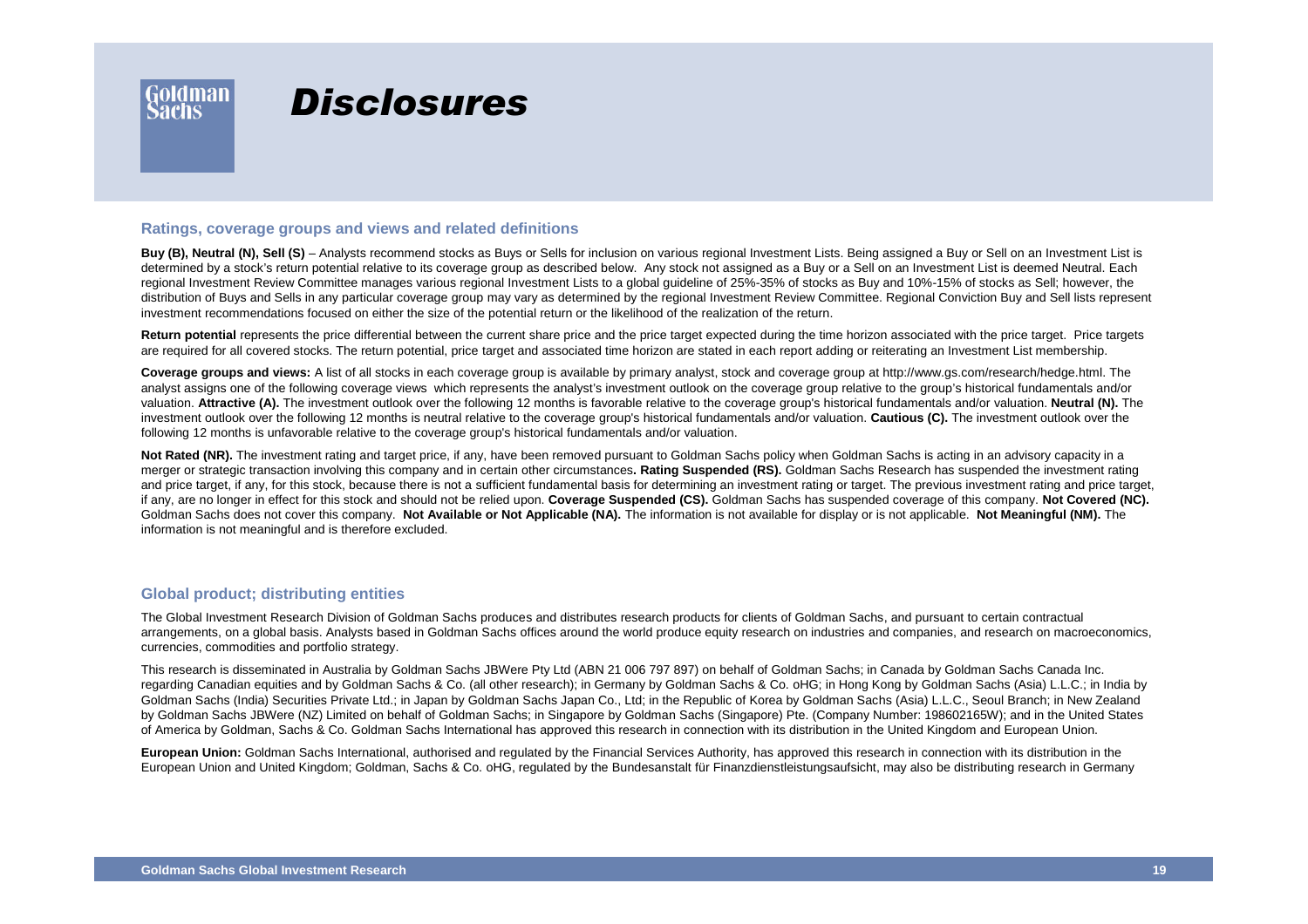# Disclosures

## Ratings, coverage groups and views and related definitions

**Buy (B), Neutral (N), Sell (S)** – Analysts recommend stocks as Buys or Sells for inclusion on various regional Investment Lists. Being assigned a Buy or Sell on an Investment List is determined by a stock's return potential relative to its coverage group as described below. Any stock not assigned as a Buy or a Sell on an Investment List is deemed Neutral. Each regional Investment Review Committee manages various regional Investment Lists to a global guideline of 25%-35% of stocks as Buy and 10%-15% of stocks as Sell; however, the distribution of Buys and Sells in any particular coverage group may vary as determined by the regional Investment Review Committee. Regional Conviction Buy and Sell lists represent investment recommendations focused on either the size of the potential return or the likelihood of the realization of the return.

**Return potential** represents the price differential between the current share price and the price target expected during the time horizon associated with the price target. Price targets are required for all covered stocks. The return potential, price target and associated time horizon are stated in each report adding or reiterating an Investment List membership.

**Coverage groups and views:** A list of all stocks in each coverage group is available by primary analyst, stock and coverage group at http://www.gs.com/research/hedge.html. The analyst assigns one of the following coverage views which represents the analyst's investment outlook on the coverage group relative to the group's historical fundamentals and/or valuation. **Attractive (A).** The investment outlook over the following 12 months is favorable relative to the coverage group's historical fundamentals and/or valuation. **Neutral (N).** The investment outlook over the following 12 months is neutral relative to the coverage group's historical fundamentals and/or valuation. **Cautious (C).** The investment outlook over the following 12 months is unfavorable relative to the coverage group's historical fundamentals and/or valuation.

**Not Rated (NR).** The investment rating and target price, if any, have been removed pursuant to Goldman Sachs policy when Goldman Sachs is acting in an advisory capacity in a merger or strategic transaction involving this company and in certain other circumstances**. Rating Suspended (RS).** Goldman Sachs Research has suspended the investment rating and price target, if any, for this stock, because there is not a sufficient fundamental basis for determining an investment rating or target. The previous investment rating and price target, if any, are no longer in effect for this stock and should not be relied upon. **Coverage Suspended (CS).** Goldman Sachs has suspended coverage of this company. **Not Covered (NC).** Goldman Sachs does not cover this company. **Not Available or Not Applicable (NA).** The information is not available for display or is not applicable. **Not Meaningful (NM).** The information is not meaningful and is therefore excluded.

## Global product; distributing entities

The Global Investment Research Division of Goldman Sachs produces and distributes research products for clients of Goldman Sachs, and pursuant to certain contractual arrangements, on a global basis. Analysts based in Goldman Sachs offices around the world produce equity research on industries and companies, and research on macroeconomics, currencies, commodities and portfolio strategy.

This research is disseminated in Australia by Goldman Sachs JBWere Pty Ltd (ABN 21 006 797 897) on behalf of Goldman Sachs; in Canada by Goldman Sachs Canada Inc. regarding Canadian equities and by Goldman Sachs & Co. (all other research); in Germany by Goldman Sachs & Co. oHG; in Hong Kong by Goldman Sachs (Asia) L.L.C.; in India by Goldman Sachs (India) Securities Private Ltd.; in Japan by Goldman Sachs Japan Co., Ltd; in the Republic of Korea by Goldman Sachs (Asia) L.L.C., Seoul Branch; in New Zealand by Goldman Sachs JBWere (NZ) Limited on behalf of Goldman Sachs; in Singapore by Goldman Sachs (Singapore) Pte. (Company Number: 198602165W); and in the United States of America by Goldman, Sachs & Co. Goldman Sachs International has approved this research in connection with its distribution in the United Kingdom and European Union.

**European Union:** Goldman Sachs International, authorised and regulated by the Financial Services Authority, has approved this research in connection with its distribution in the European Union and United Kingdom; Goldman, Sachs & Co. oHG, regulated by the Bundesanstalt für Finanzdienstleistungsaufsicht, may also be distributing research in Germany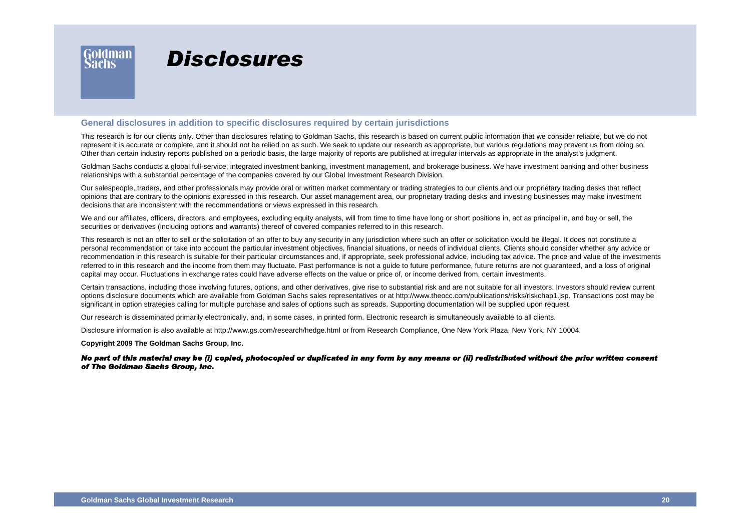# Disclosures

### General disclosures in addition to specific disclosures required by certain jurisdictions

This research is for our clients only. Other than disclosures relating to Goldman Sachs, this research is based on current public information that we consider reliable, but we do not represent it is accurate or complete, and it should not be relied on as such. We seek to update our research as appropriate, but various regulations may prevent us from doing so. Other than certain industry reports published on a periodic basis, the large majority of reports are published at irregular intervals as appropriate in the analyst's judgment.

Goldman Sachs conducts a global full-service, integrated investment banking, investment management, and brokerage business. We have investment banking and other business relationships with a substantial percentage of the companies covered by our Global Investment Research Division.

Our salespeople, traders, and other professionals may provide oral or written market commentary or trading strategies to our clients and our proprietary trading desks that reflect opinions that are contrary to the opinions expressed in this research. Our asset management area, our proprietary trading desks and investing businesses may make investment decisions that are inconsistent with the recommendations or views expressed in this research.

We and our affiliates, officers, directors, and employees, excluding equity analysts, will from time to time have long or short positions in, act as principal in, and buy or sell, the securities or derivatives (including options and warrants) thereof of covered companies referred to in this research.

This research is not an offer to sell or the solicitation of an offer to buy any security in any jurisdiction where such an offer or solicitation would be illegal. It does not constitute a personal recommendation or take into account the particular investment objectives, financial situations, or needs of individual clients. Clients should consider whether any advice or recommendation in this research is suitable for their particular circumstances and, if appropriate, seek professional advice, including tax advice. The price and value of the investments referred to in this research and the income from them may fluctuate. Past performance is not a guide to future performance, future returns are not guaranteed, and a loss of original capital may occur. Fluctuations in exchange rates could have adverse effects on the value or price of, or income derived from, certain investments.

Certain transactions, including those involving futures, options, and other derivatives, give rise to substantial risk and are not suitable for all investors. Investors should review current options disclosure documents which are available from Goldman Sachs sales representatives or at http://www.theocc.com/publications/risks/riskchap1.jsp. Transactions cost may be significant in option strategies calling for multiple purchase and sales of options such as spreads. Supporting documentation will be supplied upon request.

Our research is disseminated primarily electronically, and, in some cases, in printed form. Electronic research is simultaneously available to all clients.

Disclosure information is also available at http://www.gs.com/research/hedge.html or from Research Compliance, One New York Plaza, New York, NY 10004.

**Copyright 2009 The Goldman Sachs Group, Inc.**

***No part of this material may be (i) copied, photocopied or duplicated in any form by any means or (ii) redistributed without the prior written consent of The Goldman Sachs Group, Inc.***